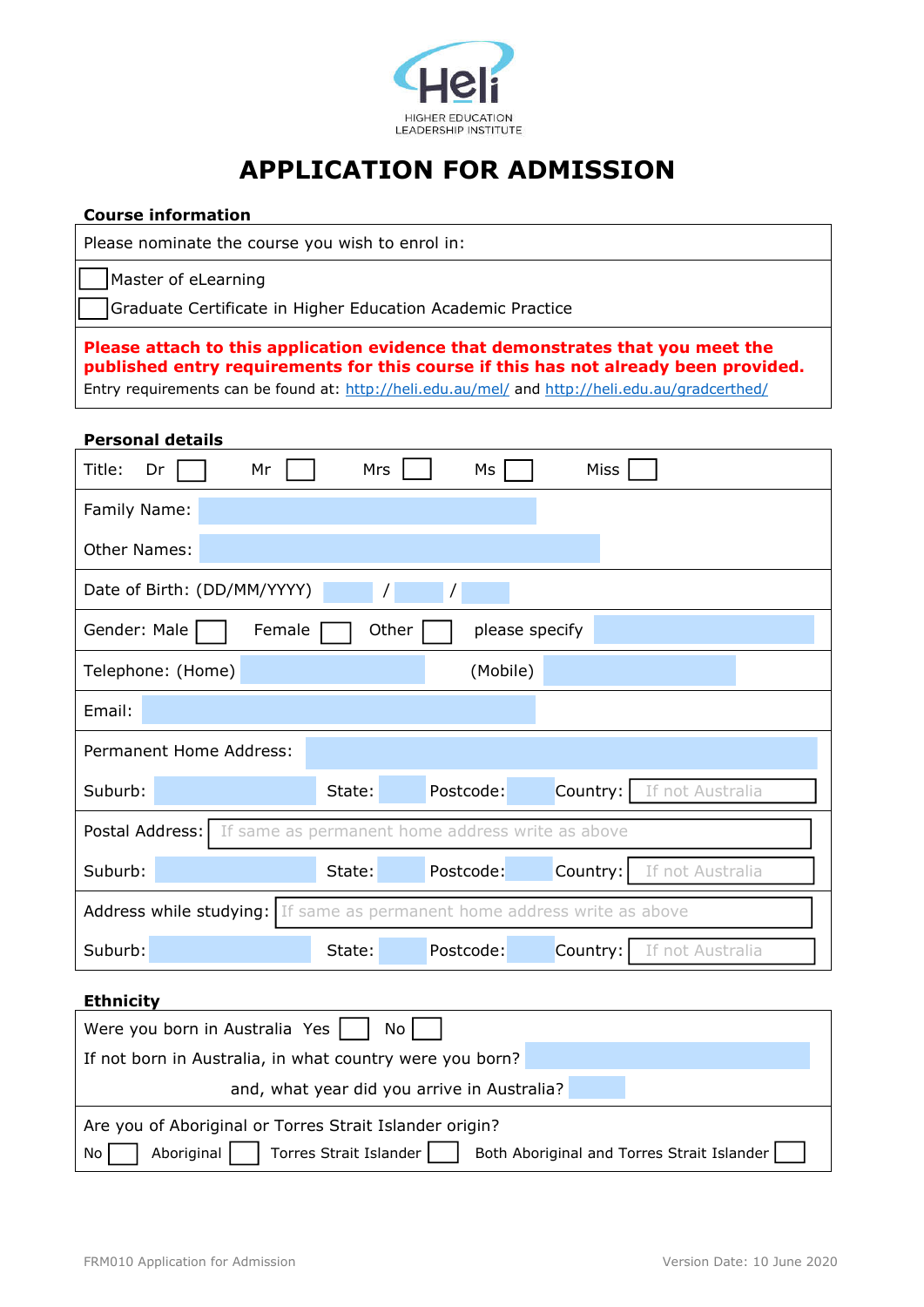Heli

HIGHER EDUCATION LEADERSHIP INSTITUTE

# APPLICATION FOR ADMISSION

**Course information**

Please nominate the course you wish to enrol in:

☐ Master of eLearning

☐ Graduate Certificate in Higher Education Academic Practice

**Please attach to this application evidence that demonstrates that you meet the published entry requirements for this course if this has not already been provided.**

Entry requirements can be found at: http://heli.edu.au/mel/ and http://heli.edu.au/gradcerthed/

**Personal details**

Title: Dr ☐ Mr ☐ Mrs ☐ Ms ☐ Miss ☐

Family Name:

Other Names:

Date of Birth: (DD/MM/YYYY) / /

Gender: Male ☐ Female ☐ Other ☐ please specify

Telephone: (Home) (Mobile)

Email:

Permanent Home Address:

Suburb: State: Postcode: Country: If not Australia

Postal Address: If same as permanent home address write as above

Suburb: State: Postcode: Country: If not Australia

Address while studying: If same as permanent home address write as above

Suburb: State: Postcode: Country: If not Australia

**Ethnicity**

Were you born in Australia Yes ☐ No ☐

If not born in Australia, in what country were you born?

and, what year did you arrive in Australia?

Are you of Aboriginal or Torres Strait Islander origin?

No ☐ Aboriginal ☐ Torres Strait Islander ☐ Both Aboriginal and Torres Strait Islander ☐

FRM010 Application for Admission Version Date: 10 June 2020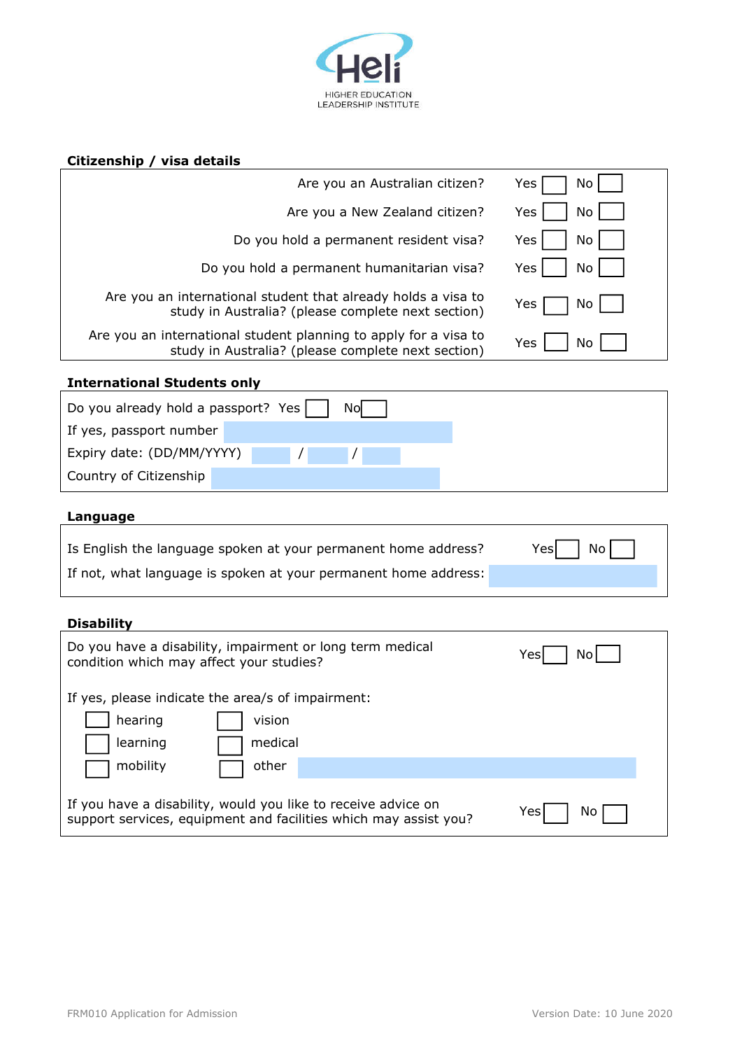Heli
HIGHER EDUCATION LEADERSHIP INSTITUTE

## Citizenship / visa details

| | | |
|---|---|---|
| Are you an Australian citizen? | Yes ☐ | No ☐ |
| Are you a New Zealand citizen? | Yes ☐ | No ☐ |
| Do you hold a permanent resident visa? | Yes ☐ | No ☐ |
| Do you hold a permanent humanitarian visa? | Yes ☐ | No ☐ |
| Are you an international student that already holds a visa to study in Australia? (please complete next section) | Yes ☐ | No ☐ |
| Are you an international student planning to apply for a visa to study in Australia? (please complete next section) | Yes ☐ | No ☐ |

## International Students only

Do you already hold a passport? Yes ☐ No ☐

If yes, passport number

Expiry date: (DD/MM/YYYY) / /

Country of Citizenship

## Language

Is English the language spoken at your permanent home address? Yes ☐ No ☐

If not, what language is spoken at your permanent home address:

## Disability

Do you have a disability, impairment or long term medical condition which may affect your studies? Yes ☐ No ☐

If yes, please indicate the area/s of impairment:

- ☐ hearing
- ☐ vision
- ☐ learning
- ☐ medical
- ☐ mobility
- ☐ other

If you have a disability, would you like to receive advice on support services, equipment and facilities which may assist you? Yes ☐ No ☐

FRM010 Application for Admission

Version Date: 10 June 2020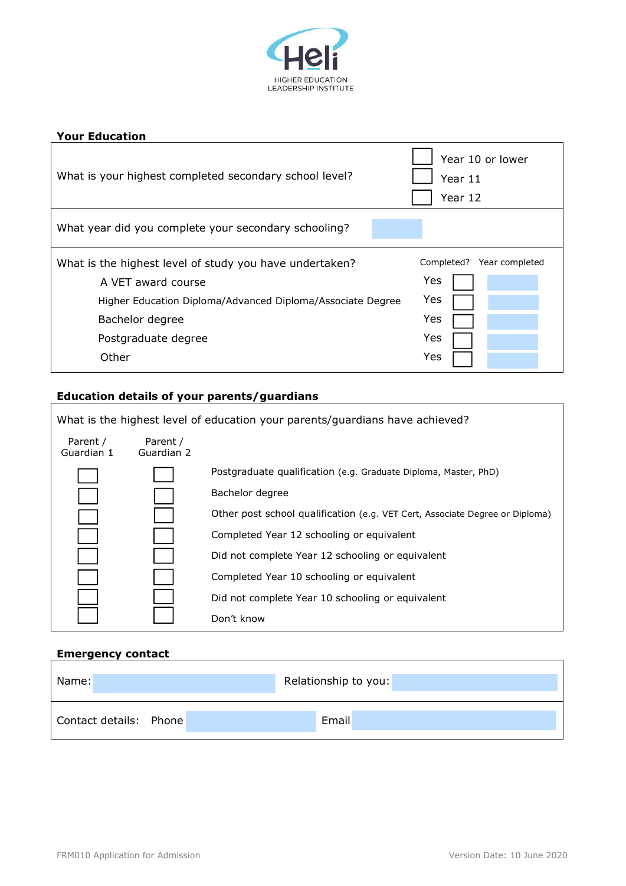HeLi

HIGHER EDUCATION LEADERSHIP INSTITUTE

## Your Education

| What is your highest completed secondary school level? | ☐ Year 10 or lower<br>☐ Year 11<br>☐ Year 12 | |
|---|---|---|
| What year did you complete your secondary schooling? | | |

| What is the highest level of study you have undertaken? | Completed? | Year completed |
|---|---|---|
| A VET award course | Yes ☐ | |
| Higher Education Diploma/Advanced Diploma/Associate Degree | Yes ☐ | |
| Bachelor degree | Yes ☐ | |
| Postgraduate degree | Yes ☐ | |
| Other | Yes ☐ | |

## Education details of your parents/guardians

What is the highest level of education your parents/guardians have achieved?

| Parent / Guardian 1 | Parent / Guardian 2 | |
|---|---|---|
| ☐ | ☐ | Postgraduate qualification (e.g. Graduate Diploma, Master, PhD) |
| ☐ | ☐ | Bachelor degree |
| ☐ | ☐ | Other post school qualification (e.g. VET Cert, Associate Degree or Diploma) |
| ☐ | ☐ | Completed Year 12 schooling or equivalent |
| ☐ | ☐ | Did not complete Year 12 schooling or equivalent |
| ☐ | ☐ | Completed Year 10 schooling or equivalent |
| ☐ | ☐ | Did not complete Year 10 schooling or equivalent |
| ☐ | ☐ | Don't know |

## Emergency contact

| Name: | | Relationship to you: | |
|---|---|---|---|
| Contact details: Phone | | Email | |

FRM010 Application for Admission | Version Date: 10 June 2020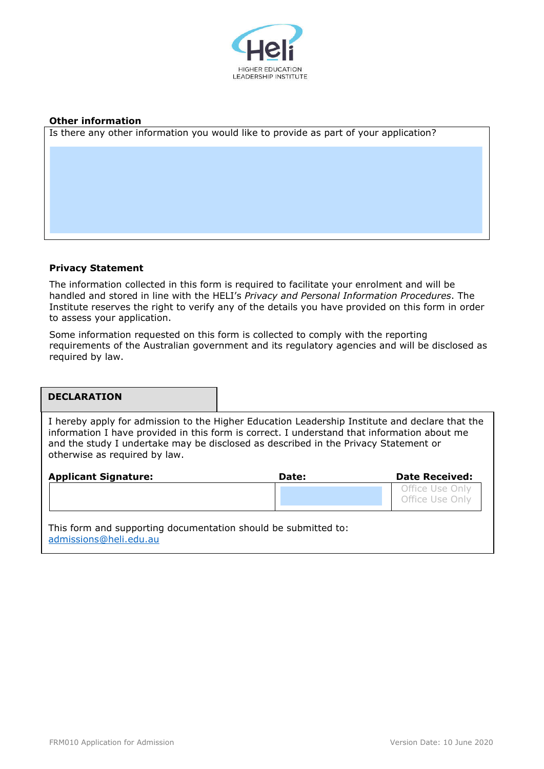HIGHER EDUCATION LEADERSHIP INSTITUTE

**Other information**

Is there any other information you would like to provide as part of your application?

**Privacy Statement**

The information collected in this form is required to facilitate your enrolment and will be handled and stored in line with the HELI's *Privacy and Personal Information Procedures*. The Institute reserves the right to verify any of the details you have provided on this form in order to assess your application.

Some information requested on this form is collected to comply with the reporting requirements of the Australian government and its regulatory agencies and will be disclosed as required by law.

**DECLARATION**

I hereby apply for admission to the Higher Education Leadership Institute and declare that the information I have provided in this form is correct. I understand that information about me and the study I undertake may be disclosed as described in the Privacy Statement or otherwise as required by law.

| Applicant Signature: | Date: | Date Received: |
|---|---|---|
| | | Office Use Only Office Use Only |

This form and supporting documentation should be submitted to:
admissions@heli.edu.au